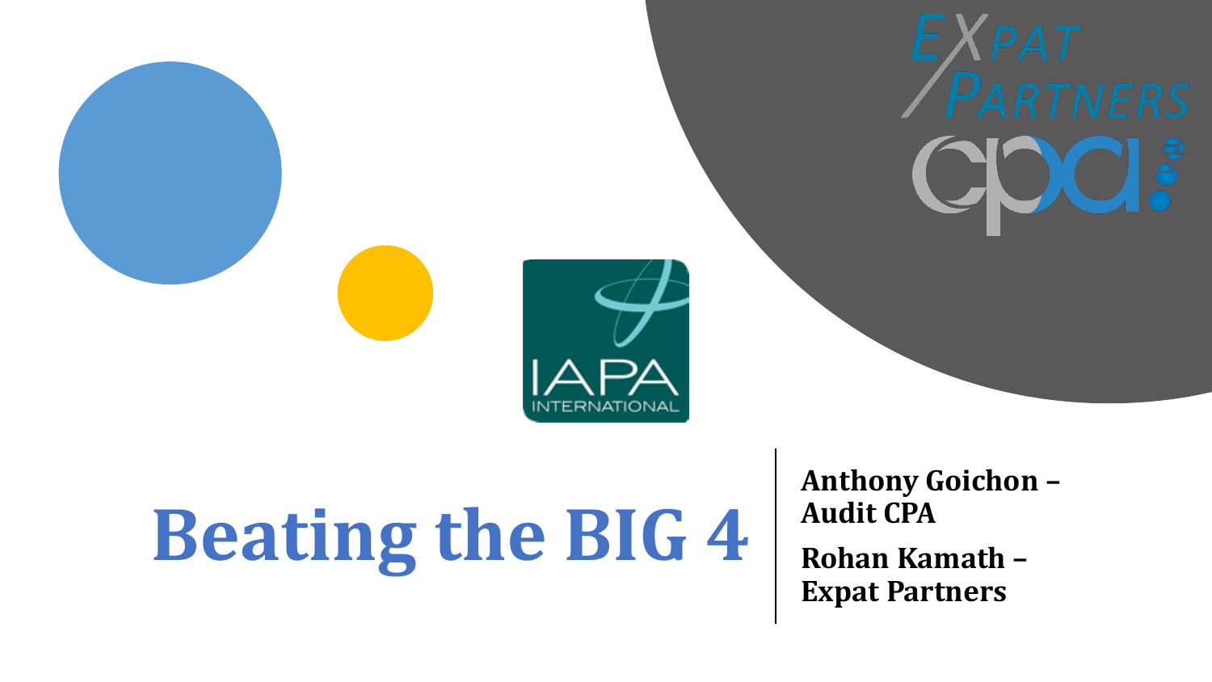# Beating the BIG 4

**Anthony Goichon – Audit CPA**

**Rohan Kamath – Expat Partners**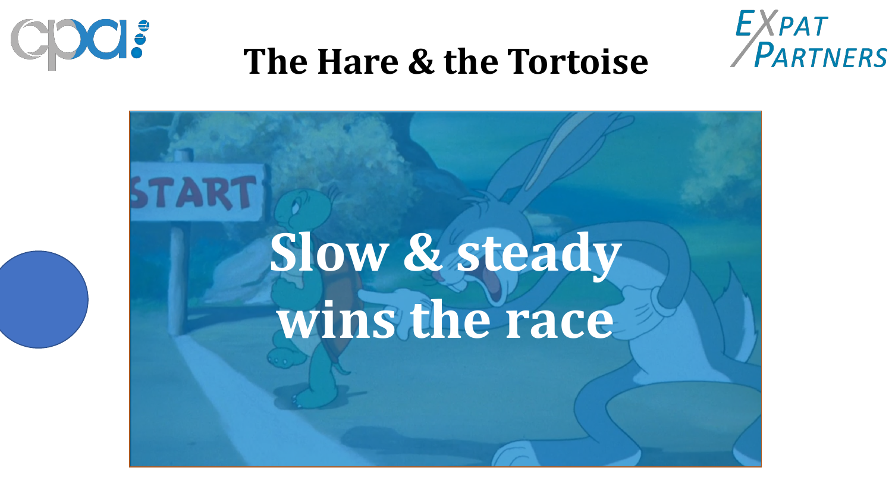# The Hare & the Tortoise

Slow & steady wins the race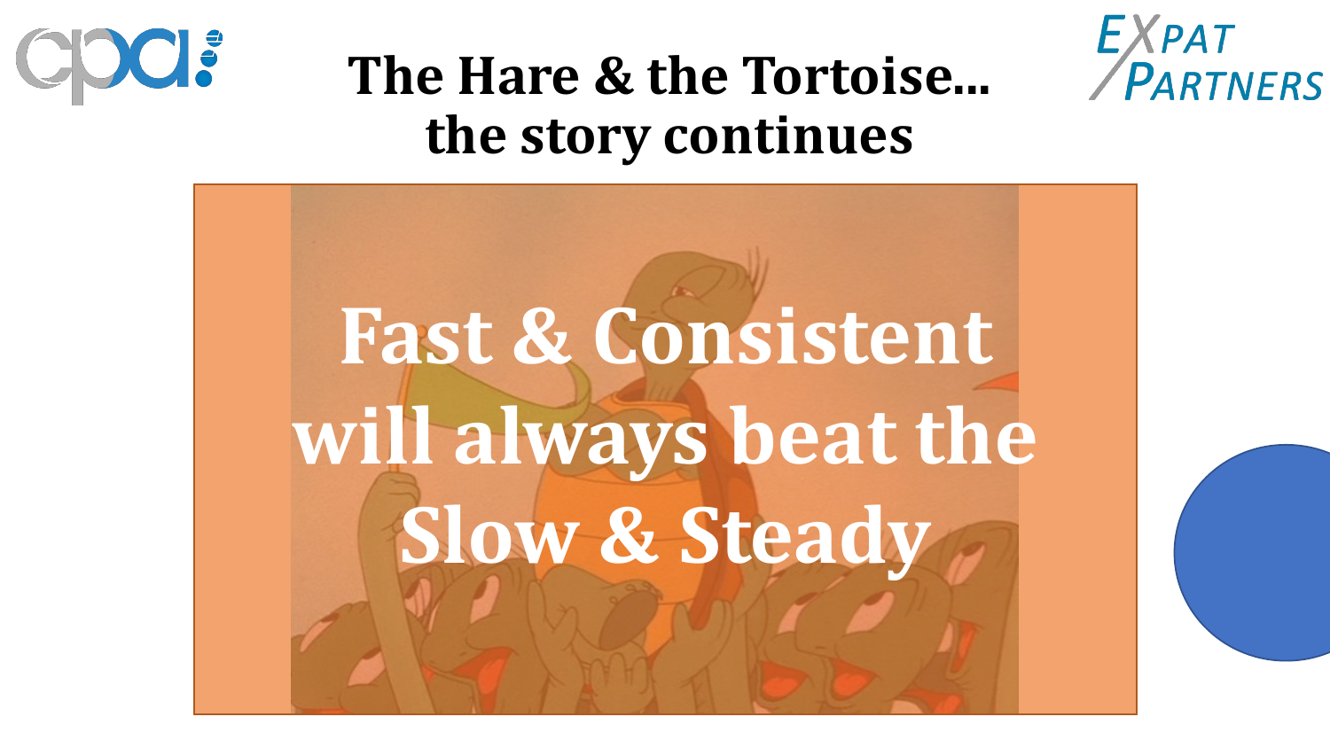# The Hare & the Tortoise… the story continues

**Fast & Consistent will always beat the Slow & Steady**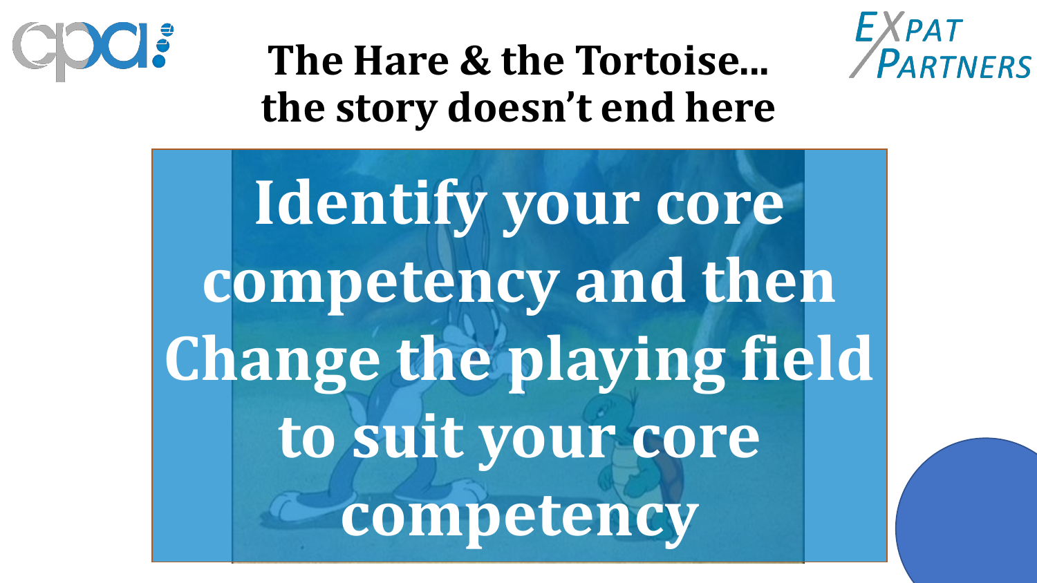# The Hare & the Tortoise… the story doesn't end here

**Identify your core competency and then Change the playing field to suit your core competency**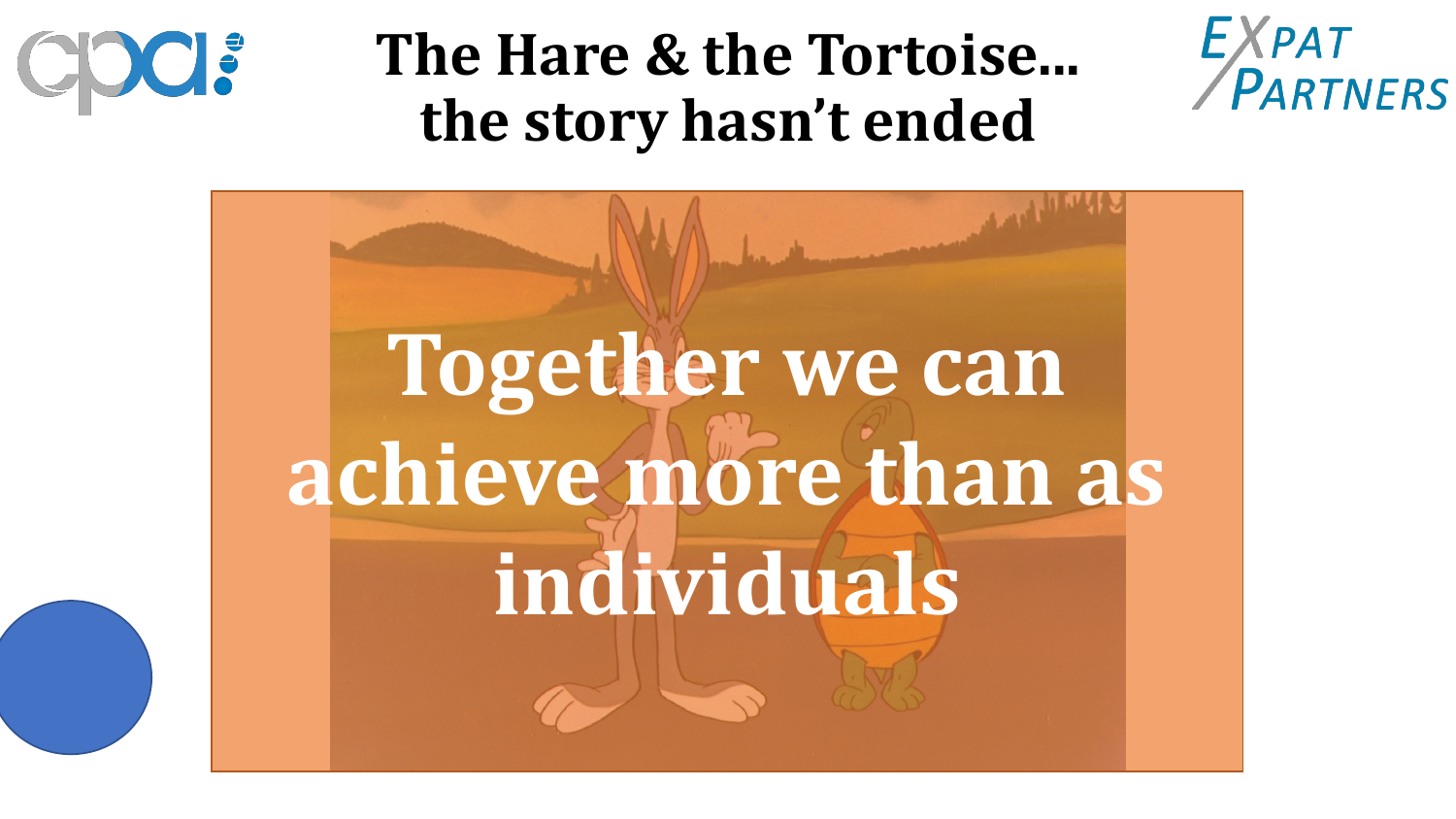# The Hare & the Tortoise... the story hasn't ended

Together we can achieve more than as individuals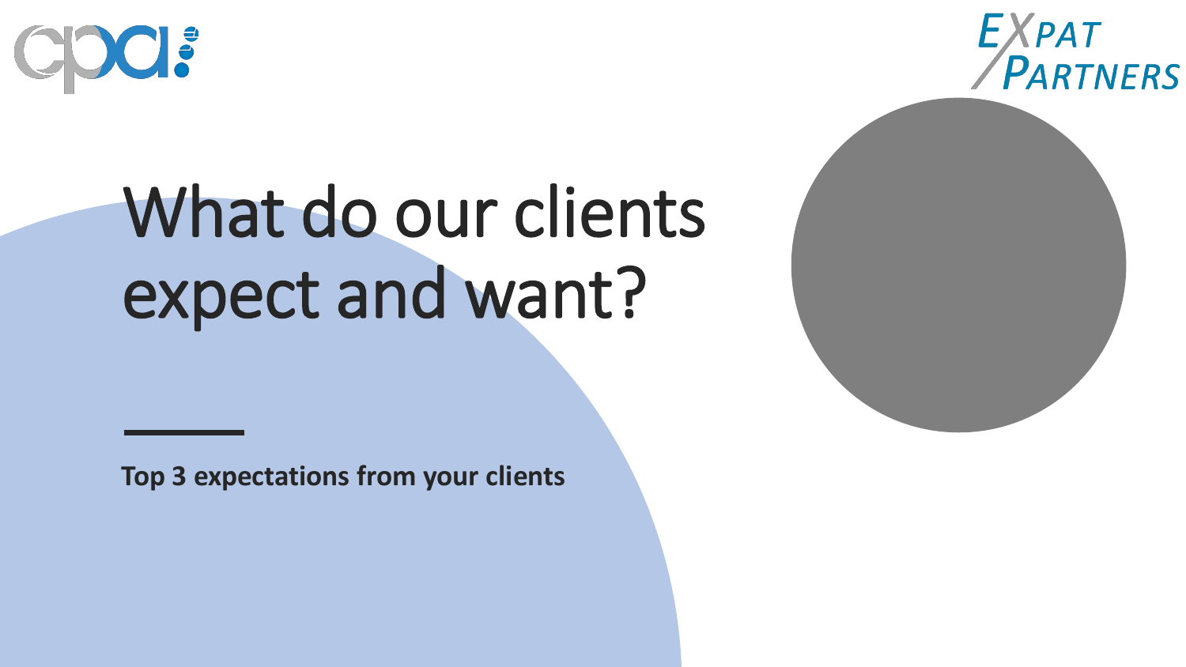# What do our clients expect and want?

**Top 3 expectations from your clients**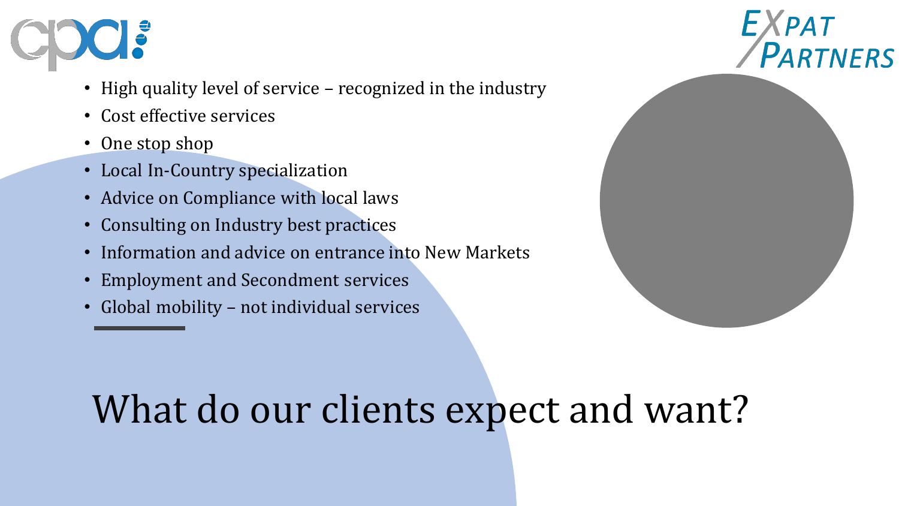- High quality level of service – recognized in the industry
- Cost effective services
- One stop shop
- Local In-Country specialization
- Advice on Compliance with local laws
- Consulting on Industry best practices
- Information and advice on entrance into New Markets
- Employment and Secondment services
- Global mobility – not individual services

# What do our clients expect and want?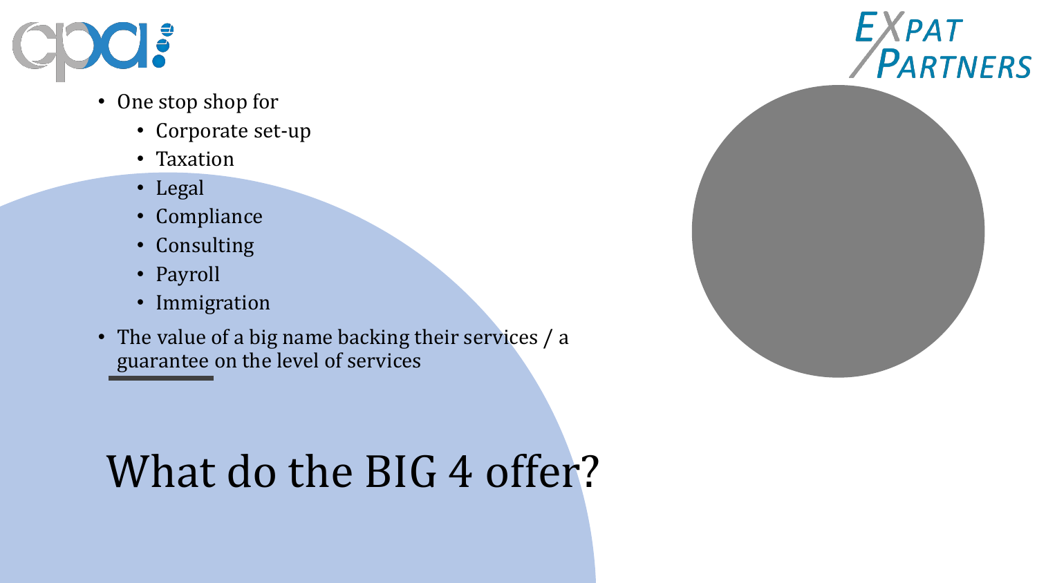- One stop shop for
  - Corporate set-up
  - Taxation
  - Legal
  - Compliance
  - Consulting
  - Payroll
  - Immigration
- The value of a big name backing their services / a guarantee on the level of services

# What do the BIG 4 offer?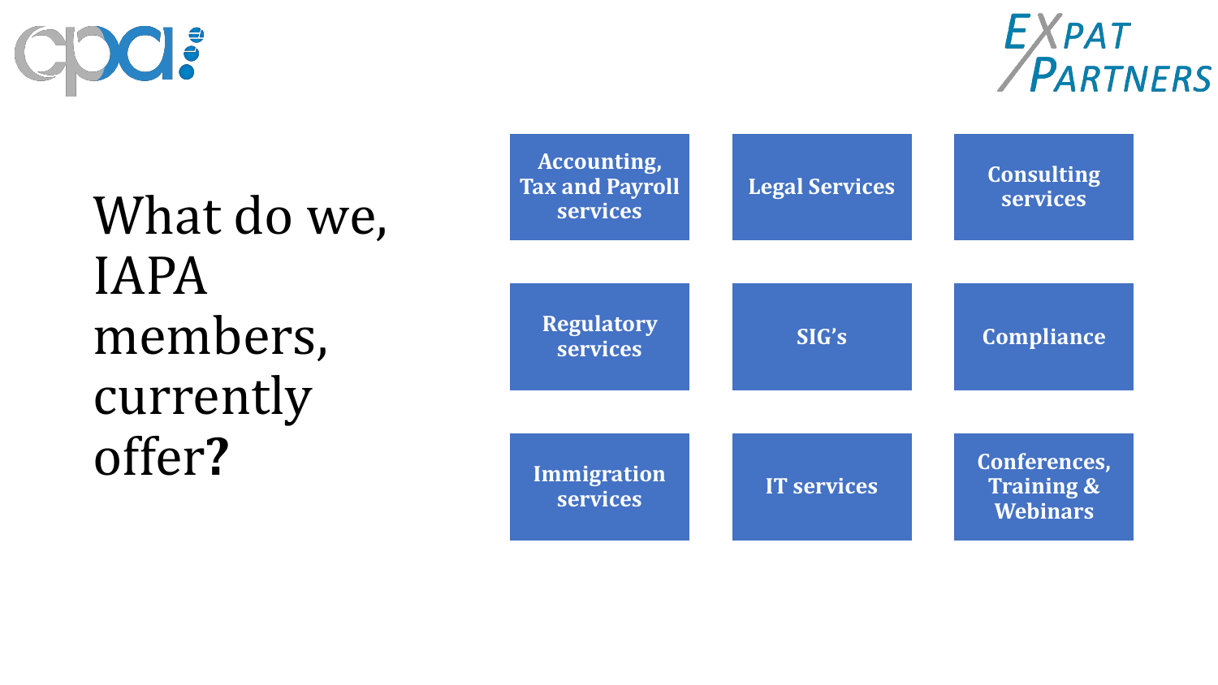# What do we, IAPA members, currently offer?

- Accounting, Tax and Payroll services
- Legal Services
- Consulting services
- Regulatory services
- SIG's
- Compliance
- Immigration services
- IT services
- Conferences, Training & Webinars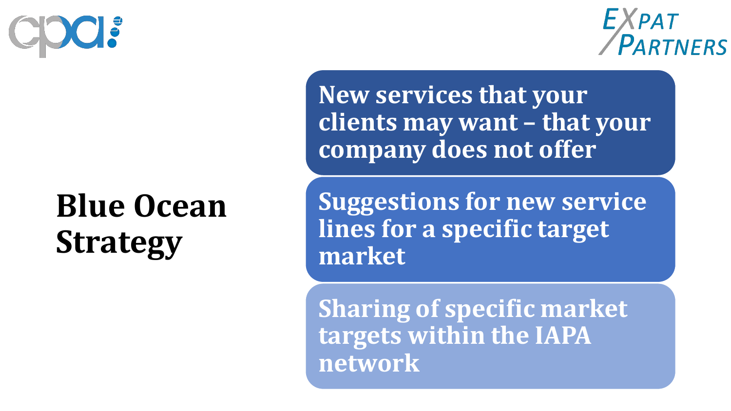# Blue Ocean Strategy

- New services that your clients may want – that your company does not offer
- Suggestions for new service lines for a specific target market
- Sharing of specific market targets within the IAPA network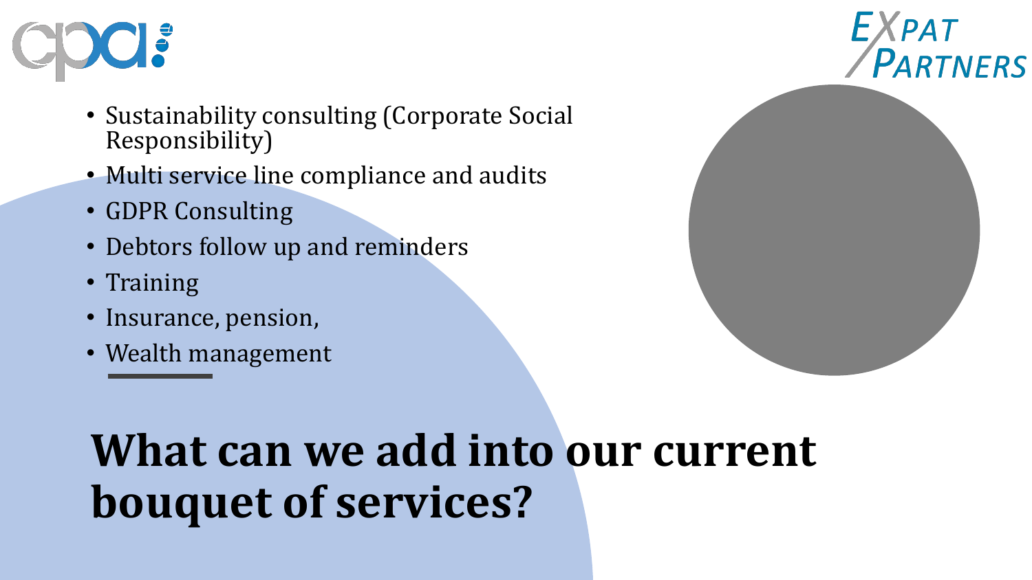- Sustainability consulting (Corporate Social Responsibility)
- Multi service line compliance and audits
- GDPR Consulting
- Debtors follow up and reminders
- Training
- Insurance, pension,
- Wealth management

# What can we add into our current bouquet of services?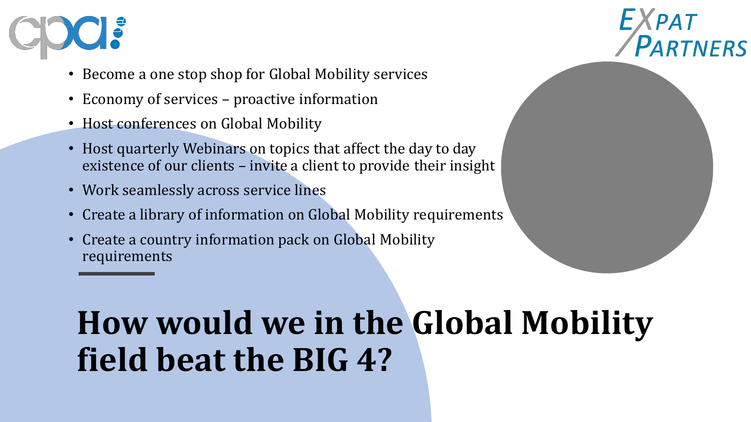- Become a one stop shop for Global Mobility services
- Economy of services – proactive information
- Host conferences on Global Mobility
- Host quarterly Webinars on topics that affect the day to day existence of our clients – invite a client to provide their insight
- Work seamlessly across service lines
- Create a library of information on Global Mobility requirements
- Create a country information pack on Global Mobility requirements

# How would we in the Global Mobility field beat the BIG 4?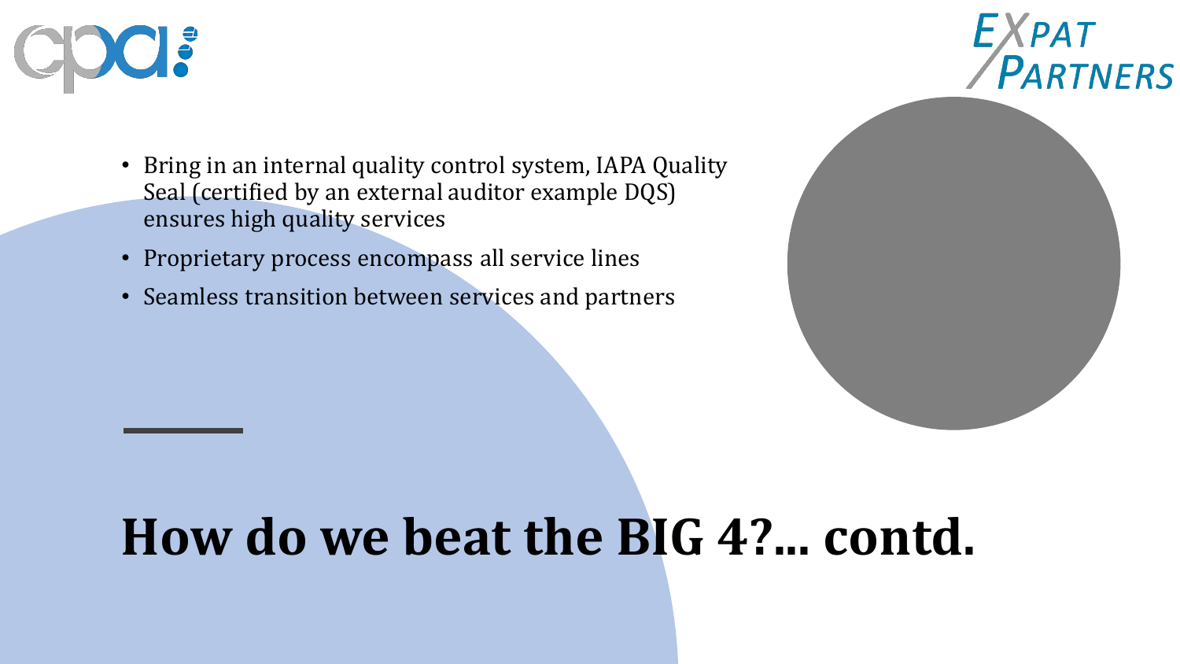- Bring in an internal quality control system, IAPA Quality Seal (certified by an external auditor example DQS) ensures high quality services
- Proprietary process encompass all service lines
- Seamless transition between services and partners

# How do we beat the BIG 4?... contd.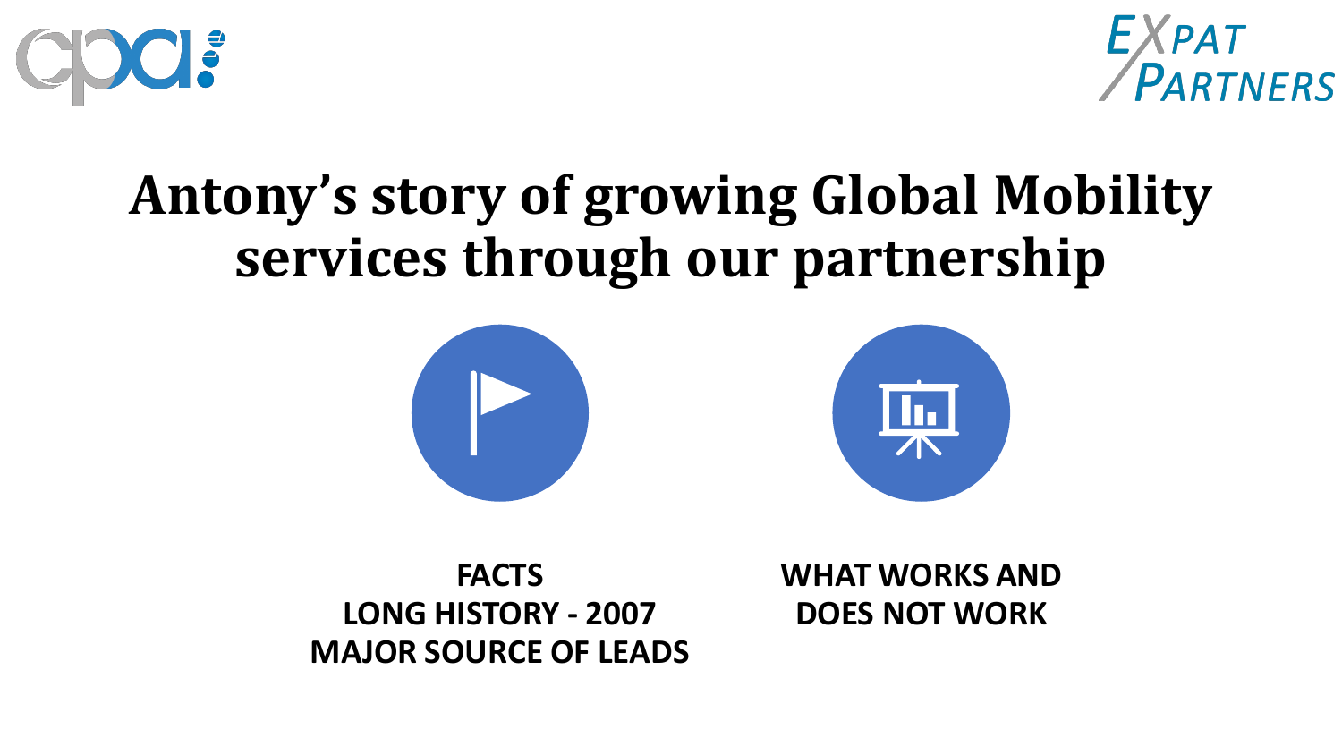# Antony's story of growing Global Mobility services through our partnership

**FACTS**
**LONG HISTORY - 2007**
**MAJOR SOURCE OF LEADS**

**WHAT WORKS AND DOES NOT WORK**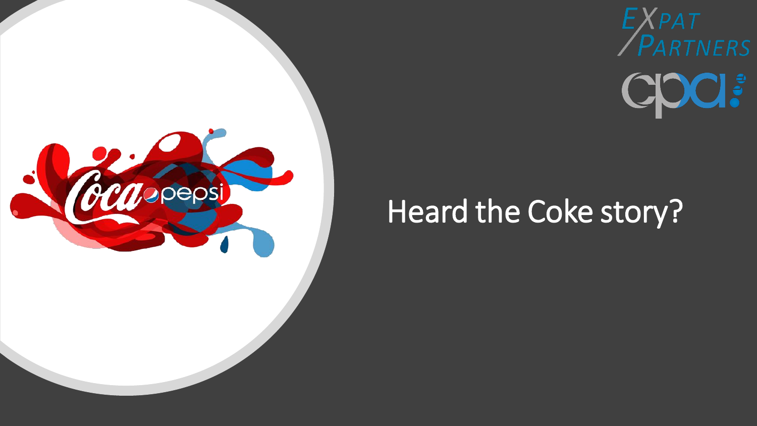Heard the Coke story?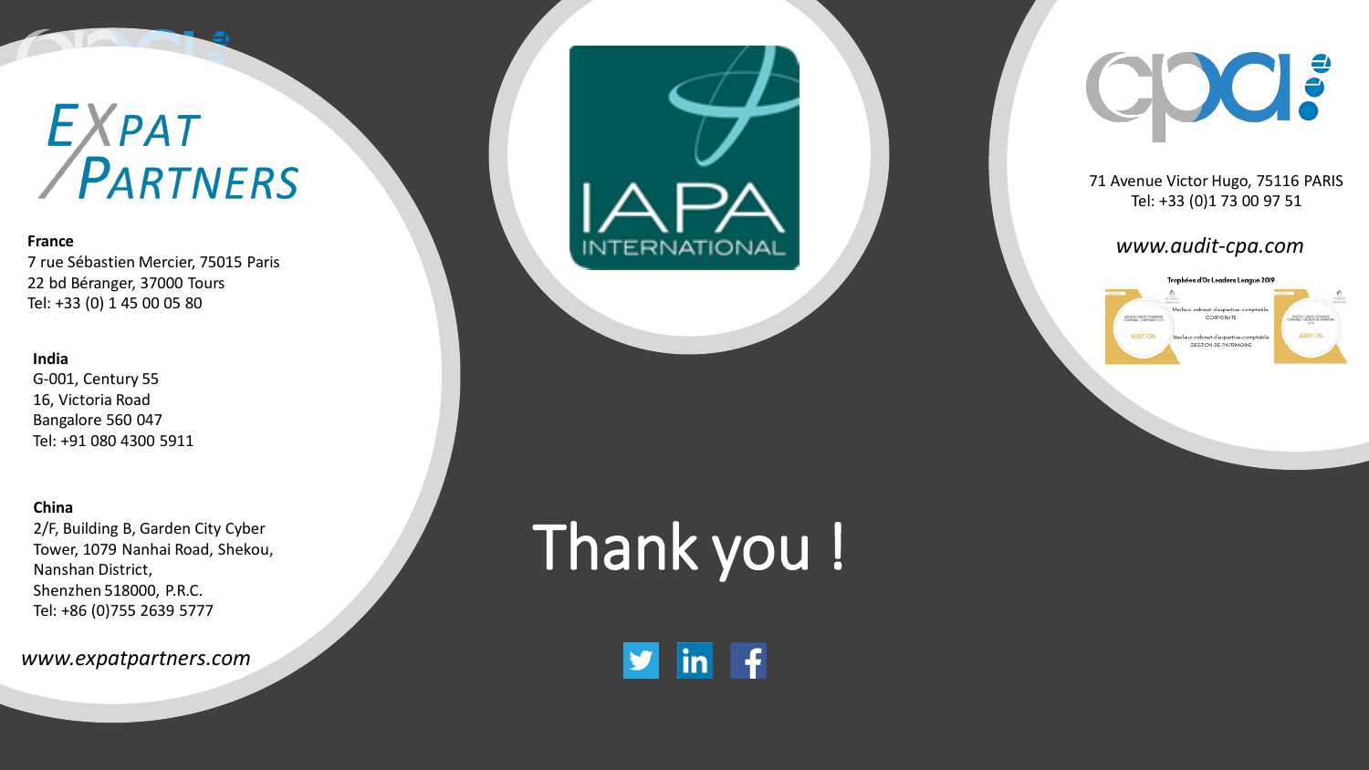EXPAT PARTNERS

**France**
7 rue Sébastien Mercier, 75015 Paris
22 bd Béranger, 37000 Tours
Tel: +33 (0) 1 45 00 05 80

**India**
G-001, Century 55
16, Victoria Road
Bangalore 560 047
Tel: +91 080 4300 5911

**China**
2/F, Building B, Garden City Cyber Tower, 1079 Nanhai Road, Shekou, Nanshan District,
Shenzhen 518000, P.R.C.
Tel: +86 (0)755 2639 5777

*www.expatpartners.com*

IAPA INTERNATIONAL

# Thank you !

cpa

71 Avenue Victor Hugo, 75116 PARIS
Tel: +33 (0)1 73 00 97 51

*www.audit-cpa.com*

Trophées d'Or Leaders League 2019

Meilleur cabinet d'expertise-comptable CORPORATE

Meilleur cabinet d'expertise-comptable GESTION DE PATRIMOINE